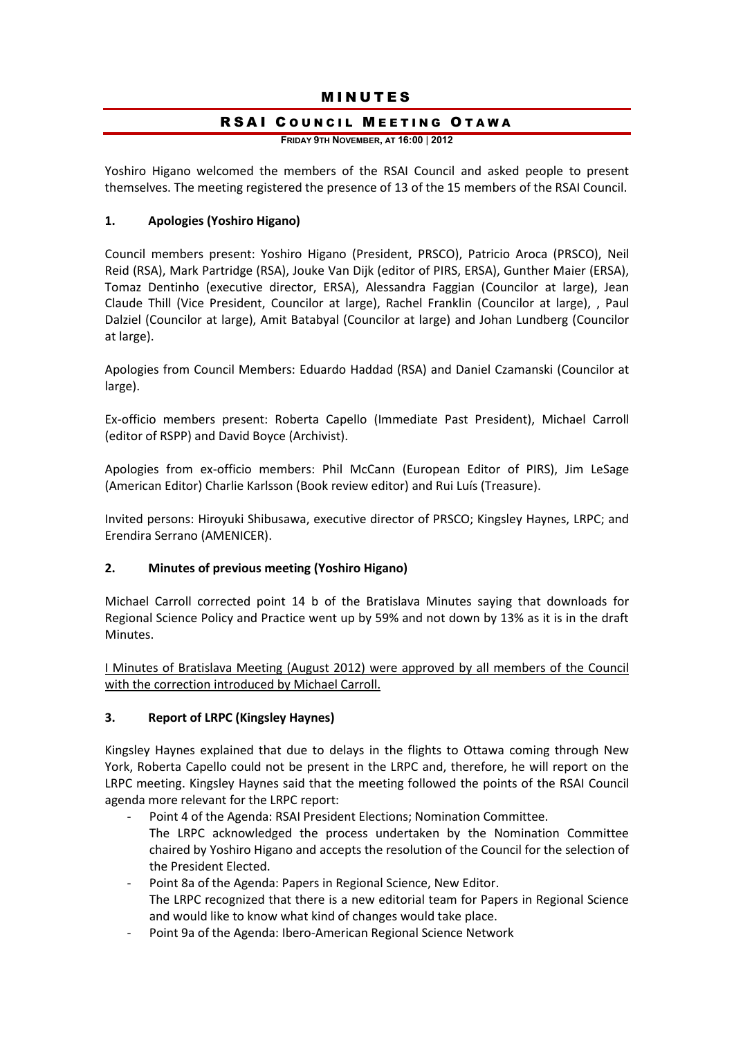# MINUTES

## RSAI COUNCIL MEETING OTAWA

**FRIDAY 9TH NOVEMBER, AT 16:00 | 2012**

Yoshiro Higano welcomed the members of the RSAI Council and asked people to present themselves. The meeting registered the presence of 13 of the 15 members of the RSAI Council.

### 1. Apologies (Yoshiro Higano)

Council members present: Yoshiro Higano (President, PRSCO), Patricio Aroca (PRSCO), Neil Reid (RSA), Mark Partridge (RSA), Jouke Van Dijk (editor of PIRS, ERSA), Gunther Maier (ERSA), Tomaz Dentinho (executive director, ERSA), Alessandra Faggian (Councilor at large), Jean Claude Thill (Vice President, Councilor at large), Rachel Franklin (Councilor at large), , Paul Dalziel (Councilor at large), Amit Batabyal (Councilor at large) and Johan Lundberg (Councilor at large).

Apologies from Council Members: Eduardo Haddad (RSA) and Daniel Czamanski (Councilor at large).

Ex-officio members present: Roberta Capello (Immediate Past President), Michael Carroll (editor of RSPP) and David Boyce (Archivist).

Apologies from ex-officio members: Phil McCann (European Editor of PIRS), Jim LeSage (American Editor) Charlie Karlsson (Book review editor) and Rui Luís (Treasure).

Invited persons: Hiroyuki Shibusawa, executive director of PRSCO; Kingsley Haynes, LRPC; and Erendira Serrano (AMENICER).

### 2. Minutes of previous meeting (Yoshiro Higano)

Michael Carroll corrected point 14 b of the Bratislava Minutes saying that downloads for Regional Science Policy and Practice went up by 59% and not down by 13% as it is in the draft Minutes.

<u>I Minutes of Bratislava Meeting (August 2012) were approved by all members of the Council with the correction introduced by Michael Carroll.</u>

### 3. Report of LRPC (Kingsley Haynes)

Kingsley Haynes explained that due to delays in the flights to Ottawa coming through New York, Roberta Capello could not be present in the LRPC and, therefore, he will report on the LRPC meeting. Kingsley Haynes said that the meeting followed the points of the RSAI Council agenda more relevant for the LRPC report:

- Point 4 of the Agenda: RSAI President Elections; Nomination Committee.
  The LRPC acknowledged the process undertaken by the Nomination Committee chaired by Yoshiro Higano and accepts the resolution of the Council for the selection of the President Elected.
- Point 8a of the Agenda: Papers in Regional Science, New Editor.
  The LRPC recognized that there is a new editorial team for Papers in Regional Science and would like to know what kind of changes would take place.
- Point 9a of the Agenda: Ibero-American Regional Science Network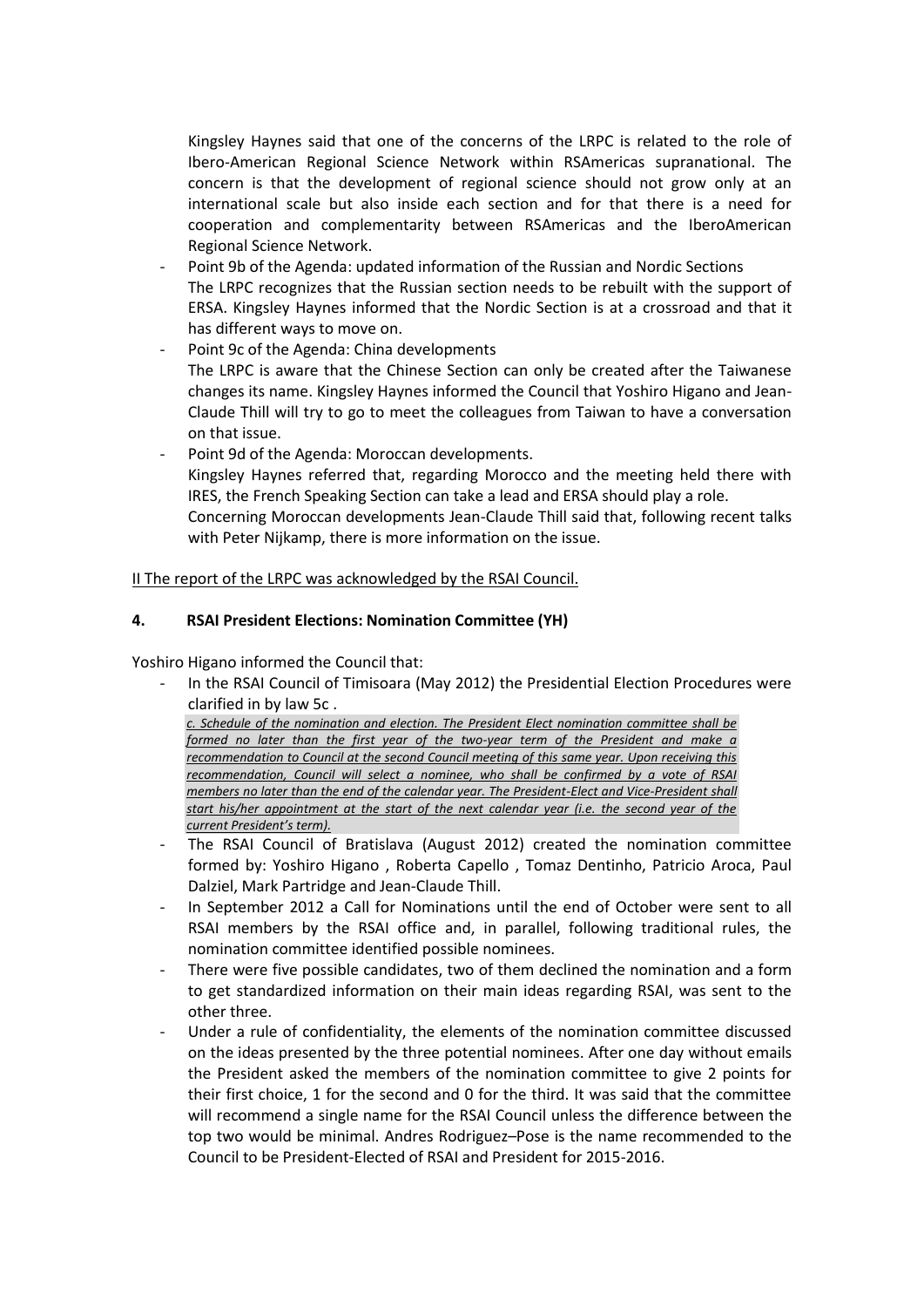Kingsley Haynes said that one of the concerns of the LRPC is related to the role of Ibero-American Regional Science Network within RSAmericas supranational. The concern is that the development of regional science should not grow only at an international scale but also inside each section and for that there is a need for cooperation and complementarity between RSAmericas and the IberoAmerican Regional Science Network.

- Point 9b of the Agenda: updated information of the Russian and Nordic Sections
  The LRPC recognizes that the Russian section needs to be rebuilt with the support of ERSA. Kingsley Haynes informed that the Nordic Section is at a crossroad and that it has different ways to move on.
- Point 9c of the Agenda: China developments
  The LRPC is aware that the Chinese Section can only be created after the Taiwanese changes its name. Kingsley Haynes informed the Council that Yoshiro Higano and Jean-Claude Thill will try to go to meet the colleagues from Taiwan to have a conversation on that issue.
- Point 9d of the Agenda: Moroccan developments.
  Kingsley Haynes referred that, regarding Morocco and the meeting held there with IRES, the French Speaking Section can take a lead and ERSA should play a role.
  Concerning Moroccan developments Jean-Claude Thill said that, following recent talks with Peter Nijkamp, there is more information on the issue.

II The report of the LRPC was acknowledged by the RSAI Council.

#### 4. RSAI President Elections: Nomination Committee (YH)

Yoshiro Higano informed the Council that:

- In the RSAI Council of Timisoara (May 2012) the Presidential Election Procedures were clarified in by law 5c .
  *c. Schedule of the nomination and election. The President Elect nomination committee shall be formed no later than the first year of the two-year term of the President and make a recommendation to Council at the second Council meeting of this same year. Upon receiving this recommendation, Council will select a nominee, who shall be confirmed by a vote of RSAI members no later than the end of the calendar year. The President-Elect and Vice-President shall start his/her appointment at the start of the next calendar year (i.e. the second year of the current President's term).*
- The RSAI Council of Bratislava (August 2012) created the nomination committee formed by: Yoshiro Higano , Roberta Capello , Tomaz Dentinho, Patricio Aroca, Paul Dalziel, Mark Partridge and Jean-Claude Thill.
- In September 2012 a Call for Nominations until the end of October were sent to all RSAI members by the RSAI office and, in parallel, following traditional rules, the nomination committee identified possible nominees.
- There were five possible candidates, two of them declined the nomination and a form to get standardized information on their main ideas regarding RSAI, was sent to the other three.
- Under a rule of confidentiality, the elements of the nomination committee discussed on the ideas presented by the three potential nominees. After one day without emails the President asked the members of the nomination committee to give 2 points for their first choice, 1 for the second and 0 for the third. It was said that the committee will recommend a single name for the RSAI Council unless the difference between the top two would be minimal. Andres Rodriguez–Pose is the name recommended to the Council to be President-Elected of RSAI and President for 2015-2016.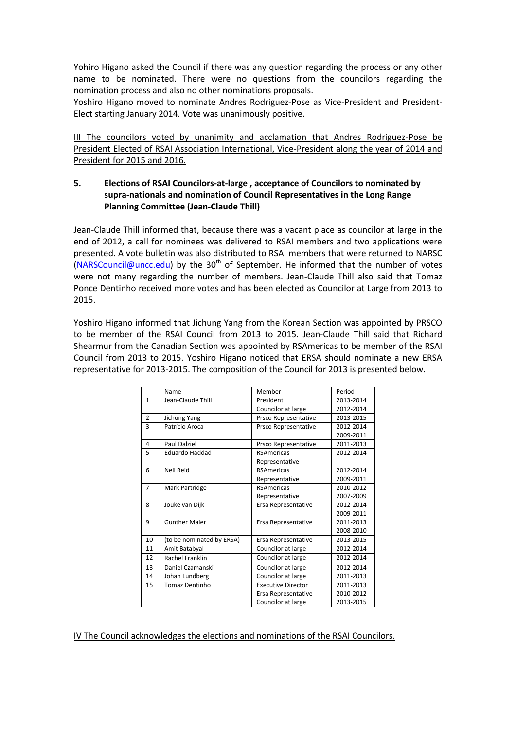Yohiro Higano asked the Council if there was any question regarding the process or any other name to be nominated. There were no questions from the councilors regarding the nomination process and also no other nominations proposals.

Yoshiro Higano moved to nominate Andres Rodriguez-Pose as Vice-President and President-Elect starting January 2014. Vote was unanimously positive.

III The councilors voted by unanimity and acclamation that Andres Rodriguez-Pose be President Elected of RSAI Association International, Vice-President along the year of 2014 and President for 2015 and 2016.

## 5. Elections of RSAI Councilors-at-large , acceptance of Councilors to nominated by supra-nationals and nomination of Council Representatives in the Long Range Planning Committee (Jean-Claude Thill)

Jean-Claude Thill informed that, because there was a vacant place as councilor at large in the end of 2012, a call for nominees was delivered to RSAI members and two applications were presented. A vote bulletin was also distributed to RSAI members that were returned to NARSC (NARSCouncil@uncc.edu) by the 30th of September. He informed that the number of votes were not many regarding the number of members. Jean-Claude Thill also said that Tomaz Ponce Dentinho received more votes and has been elected as Councilor at Large from 2013 to 2015.

Yoshiro Higano informed that Jichung Yang from the Korean Section was appointed by PRSCO to be member of the RSAI Council from 2013 to 2015. Jean-Claude Thill said that Richard Shearmur from the Canadian Section was appointed by RSAmericas to be member of the RSAI Council from 2013 to 2015. Yoshiro Higano noticed that ERSA should nominate a new ERSA representative for 2013-2015. The composition of the Council for 2013 is presented below.

| | Name | Member | Period |
|---|---|---|---|
| 1 | Jean-Claude Thill | President<br>Councilor at large | 2013-2014<br>2012-2014 |
| 2 | Jichung Yang | Prsco Representative | 2013-2015 |
| 3 | Patrício Aroca | Prsco Representative | 2012-2014<br>2009-2011 |
| 4 | Paul Dalziel | Prsco Representative | 2011-2013 |
| 5 | Eduardo Haddad | RSAmericas Representative | 2012-2014 |
| 6 | Neil Reid | RSAmericas Representative | 2012-2014<br>2009-2011 |
| 7 | Mark Partridge | RSAmericas Representative | 2010-2012<br>2007-2009 |
| 8 | Jouke van Dijk | Ersa Representative | 2012-2014<br>2009-2011 |
| 9 | Gunther Maier | Ersa Representative | 2011-2013<br>2008-2010 |
| 10 | (to be nominated by ERSA) | Ersa Representative | 2013-2015 |
| 11 | Amit Batabyal | Councilor at large | 2012-2014 |
| 12 | Rachel Franklin | Councilor at large | 2012-2014 |
| 13 | Daniel Czamanski | Councilor at large | 2012-2014 |
| 14 | Johan Lundberg | Councilor at large | 2011-2013 |
| 15 | Tomaz Dentinho | Executive Director<br>Ersa Representative<br>Councilor at large | 2011-2013<br>2010-2012<br>2013-2015 |

IV The Council acknowledges the elections and nominations of the RSAI Councilors.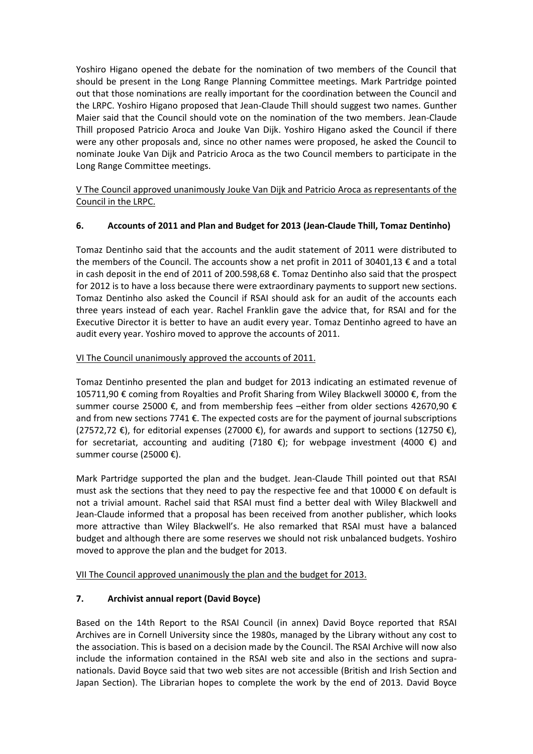Yoshiro Higano opened the debate for the nomination of two members of the Council that should be present in the Long Range Planning Committee meetings. Mark Partridge pointed out that those nominations are really important for the coordination between the Council and the LRPC. Yoshiro Higano proposed that Jean-Claude Thill should suggest two names. Gunther Maier said that the Council should vote on the nomination of the two members. Jean-Claude Thill proposed Patricio Aroca and Jouke Van Dijk. Yoshiro Higano asked the Council if there were any other proposals and, since no other names were proposed, he asked the Council to nominate Jouke Van Dijk and Patricio Aroca as the two Council members to participate in the Long Range Committee meetings.

<u>V The Council approved unanimously Jouke Van Dijk and Patricio Aroca as representants of the Council in the LRPC.</u>

## 6. Accounts of 2011 and Plan and Budget for 2013 (Jean-Claude Thill, Tomaz Dentinho)

Tomaz Dentinho said that the accounts and the audit statement of 2011 were distributed to the members of the Council. The accounts show a net profit in 2011 of 30401,13 € and a total in cash deposit in the end of 2011 of 200.598,68 €. Tomaz Dentinho also said that the prospect for 2012 is to have a loss because there were extraordinary payments to support new sections. Tomaz Dentinho also asked the Council if RSAI should ask for an audit of the accounts each three years instead of each year. Rachel Franklin gave the advice that, for RSAI and for the Executive Director it is better to have an audit every year. Tomaz Dentinho agreed to have an audit every year. Yoshiro moved to approve the accounts of 2011.

<u>VI The Council unanimously approved the accounts of 2011.</u>

Tomaz Dentinho presented the plan and budget for 2013 indicating an estimated revenue of 105711,90 € coming from Royalties and Profit Sharing from Wiley Blackwell 30000 €, from the summer course 25000 €, and from membership fees –either from older sections 42670,90 € and from new sections 7741 €. The expected costs are for the payment of journal subscriptions (27572,72 €), for editorial expenses (27000 €), for awards and support to sections (12750 €), for secretariat, accounting and auditing (7180 €); for webpage investment (4000 €) and summer course (25000 €).

Mark Partridge supported the plan and the budget. Jean-Claude Thill pointed out that RSAI must ask the sections that they need to pay the respective fee and that 10000 € on default is not a trivial amount. Rachel said that RSAI must find a better deal with Wiley Blackwell and Jean-Claude informed that a proposal has been received from another publisher, which looks more attractive than Wiley Blackwell's. He also remarked that RSAI must have a balanced budget and although there are some reserves we should not risk unbalanced budgets. Yoshiro moved to approve the plan and the budget for 2013.

<u>VII The Council approved unanimously the plan and the budget for 2013.</u>

## 7. Archivist annual report (David Boyce)

Based on the 14th Report to the RSAI Council (in annex) David Boyce reported that RSAI Archives are in Cornell University since the 1980s, managed by the Library without any cost to the association. This is based on a decision made by the Council. The RSAI Archive will now also include the information contained in the RSAI web site and also in the sections and supra-nationals. David Boyce said that two web sites are not accessible (British and Irish Section and Japan Section). The Librarian hopes to complete the work by the end of 2013. David Boyce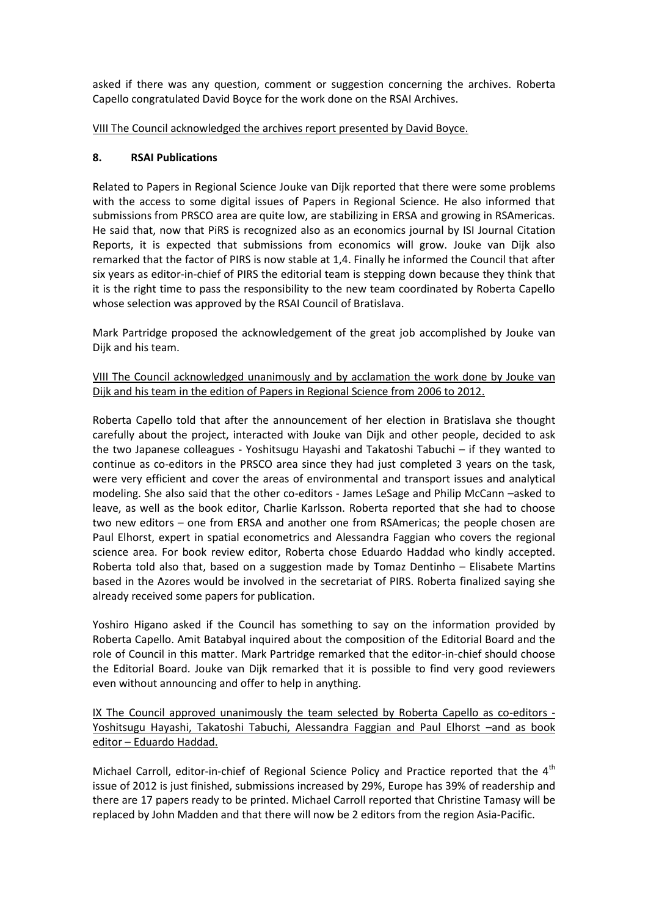asked if there was any question, comment or suggestion concerning the archives. Roberta Capello congratulated David Boyce for the work done on the RSAI Archives.

<u>VIII The Council acknowledged the archives report presented by David Boyce.</u>

## 8. RSAI Publications

Related to Papers in Regional Science Jouke van Dijk reported that there were some problems with the access to some digital issues of Papers in Regional Science. He also informed that submissions from PRSCO area are quite low, are stabilizing in ERSA and growing in RSAmericas. He said that, now that PiRS is recognized also as an economics journal by ISI Journal Citation Reports, it is expected that submissions from economics will grow. Jouke van Dijk also remarked that the factor of PIRS is now stable at 1,4. Finally he informed the Council that after six years as editor-in-chief of PIRS the editorial team is stepping down because they think that it is the right time to pass the responsibility to the new team coordinated by Roberta Capello whose selection was approved by the RSAI Council of Bratislava.

Mark Partridge proposed the acknowledgement of the great job accomplished by Jouke van Dijk and his team.

<u>VIII The Council acknowledged unanimously and by acclamation the work done by Jouke van Dijk and his team in the edition of Papers in Regional Science from 2006 to 2012.</u>

Roberta Capello told that after the announcement of her election in Bratislava she thought carefully about the project, interacted with Jouke van Dijk and other people, decided to ask the two Japanese colleagues - Yoshitsugu Hayashi and Takatoshi Tabuchi – if they wanted to continue as co-editors in the PRSCO area since they had just completed 3 years on the task, were very efficient and cover the areas of environmental and transport issues and analytical modeling. She also said that the other co-editors - James LeSage and Philip McCann –asked to leave, as well as the book editor, Charlie Karlsson. Roberta reported that she had to choose two new editors – one from ERSA and another one from RSAmericas; the people chosen are Paul Elhorst, expert in spatial econometrics and Alessandra Faggian who covers the regional science area. For book review editor, Roberta chose Eduardo Haddad who kindly accepted. Roberta told also that, based on a suggestion made by Tomaz Dentinho – Elisabete Martins based in the Azores would be involved in the secretariat of PIRS. Roberta finalized saying she already received some papers for publication.

Yoshiro Higano asked if the Council has something to say on the information provided by Roberta Capello. Amit Batabyal inquired about the composition of the Editorial Board and the role of Council in this matter. Mark Partridge remarked that the editor-in-chief should choose the Editorial Board. Jouke van Dijk remarked that it is possible to find very good reviewers even without announcing and offer to help in anything.

<u>IX The Council approved unanimously the team selected by Roberta Capello as co-editors - Yoshitsugu Hayashi, Takatoshi Tabuchi, Alessandra Faggian and Paul Elhorst –and as book editor – Eduardo Haddad.</u>

Michael Carroll, editor-in-chief of Regional Science Policy and Practice reported that the 4th issue of 2012 is just finished, submissions increased by 29%, Europe has 39% of readership and there are 17 papers ready to be printed. Michael Carroll reported that Christine Tamasy will be replaced by John Madden and that there will now be 2 editors from the region Asia-Pacific.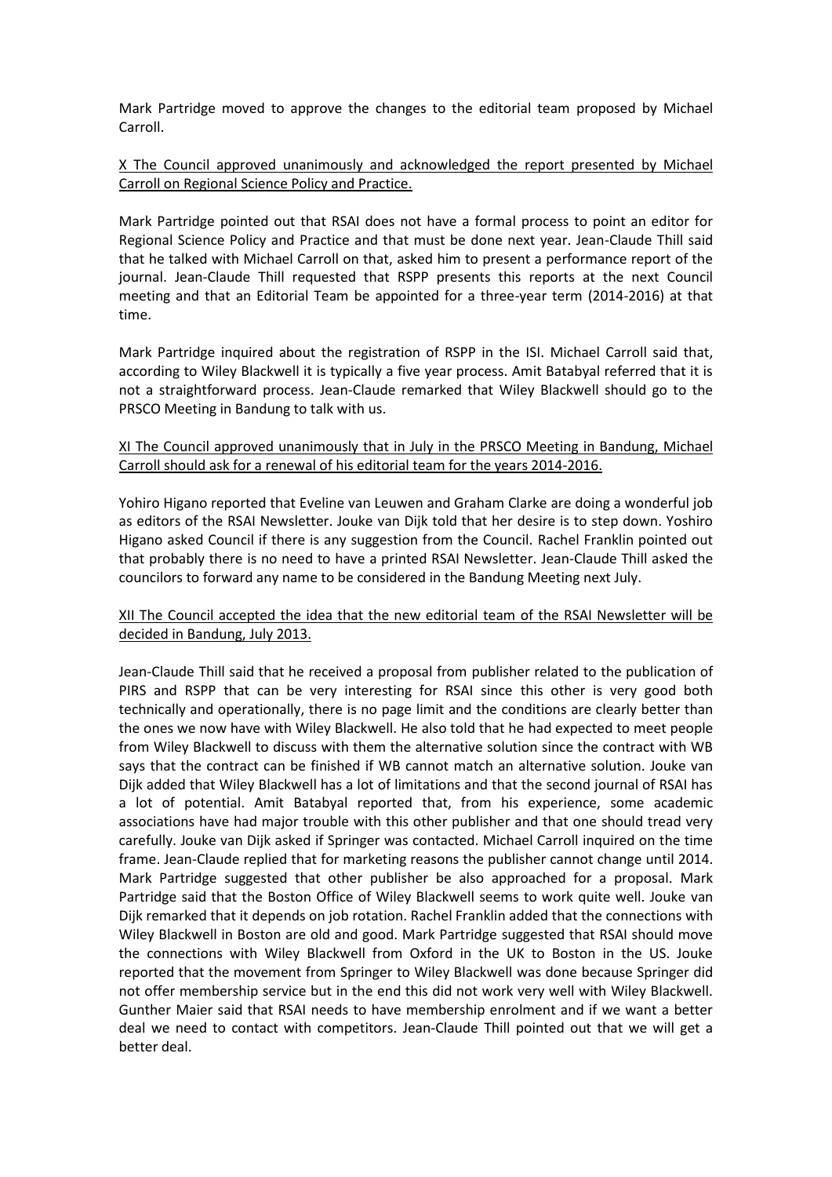Mark Partridge moved to approve the changes to the editorial team proposed by Michael Carroll.

<u>X The Council approved unanimously and acknowledged the report presented by Michael Carroll on Regional Science Policy and Practice.</u>

Mark Partridge pointed out that RSAI does not have a formal process to point an editor for Regional Science Policy and Practice and that must be done next year. Jean-Claude Thill said that he talked with Michael Carroll on that, asked him to present a performance report of the journal. Jean-Claude Thill requested that RSPP presents this reports at the next Council meeting and that an Editorial Team be appointed for a three-year term (2014-2016) at that time.

Mark Partridge inquired about the registration of RSPP in the ISI. Michael Carroll said that, according to Wiley Blackwell it is typically a five year process. Amit Batabyal referred that it is not a straightforward process. Jean-Claude remarked that Wiley Blackwell should go to the PRSCO Meeting in Bandung to talk with us.

<u>XI The Council approved unanimously that in July in the PRSCO Meeting in Bandung, Michael Carroll should ask for a renewal of his editorial team for the years 2014-2016.</u>

Yohiro Higano reported that Eveline van Leuwen and Graham Clarke are doing a wonderful job as editors of the RSAI Newsletter. Jouke van Dijk told that her desire is to step down. Yoshiro Higano asked Council if there is any suggestion from the Council. Rachel Franklin pointed out that probably there is no need to have a printed RSAI Newsletter. Jean-Claude Thill asked the councilors to forward any name to be considered in the Bandung Meeting next July.

<u>XII The Council accepted the idea that the new editorial team of the RSAI Newsletter will be decided in Bandung, July 2013.</u>

Jean-Claude Thill said that he received a proposal from publisher related to the publication of PIRS and RSPP that can be very interesting for RSAI since this other is very good both technically and operationally, there is no page limit and the conditions are clearly better than the ones we now have with Wiley Blackwell. He also told that he had expected to meet people from Wiley Blackwell to discuss with them the alternative solution since the contract with WB says that the contract can be finished if WB cannot match an alternative solution. Jouke van Dijk added that Wiley Blackwell has a lot of limitations and that the second journal of RSAI has a lot of potential. Amit Batabyal reported that, from his experience, some academic associations have had major trouble with this other publisher and that one should tread very carefully. Jouke van Dijk asked if Springer was contacted. Michael Carroll inquired on the time frame. Jean-Claude replied that for marketing reasons the publisher cannot change until 2014. Mark Partridge suggested that other publisher be also approached for a proposal. Mark Partridge said that the Boston Office of Wiley Blackwell seems to work quite well. Jouke van Dijk remarked that it depends on job rotation. Rachel Franklin added that the connections with Wiley Blackwell in Boston are old and good. Mark Partridge suggested that RSAI should move the connections with Wiley Blackwell from Oxford in the UK to Boston in the US. Jouke reported that the movement from Springer to Wiley Blackwell was done because Springer did not offer membership service but in the end this did not work very well with Wiley Blackwell. Gunther Maier said that RSAI needs to have membership enrolment and if we want a better deal we need to contact with competitors. Jean-Claude Thill pointed out that we will get a better deal.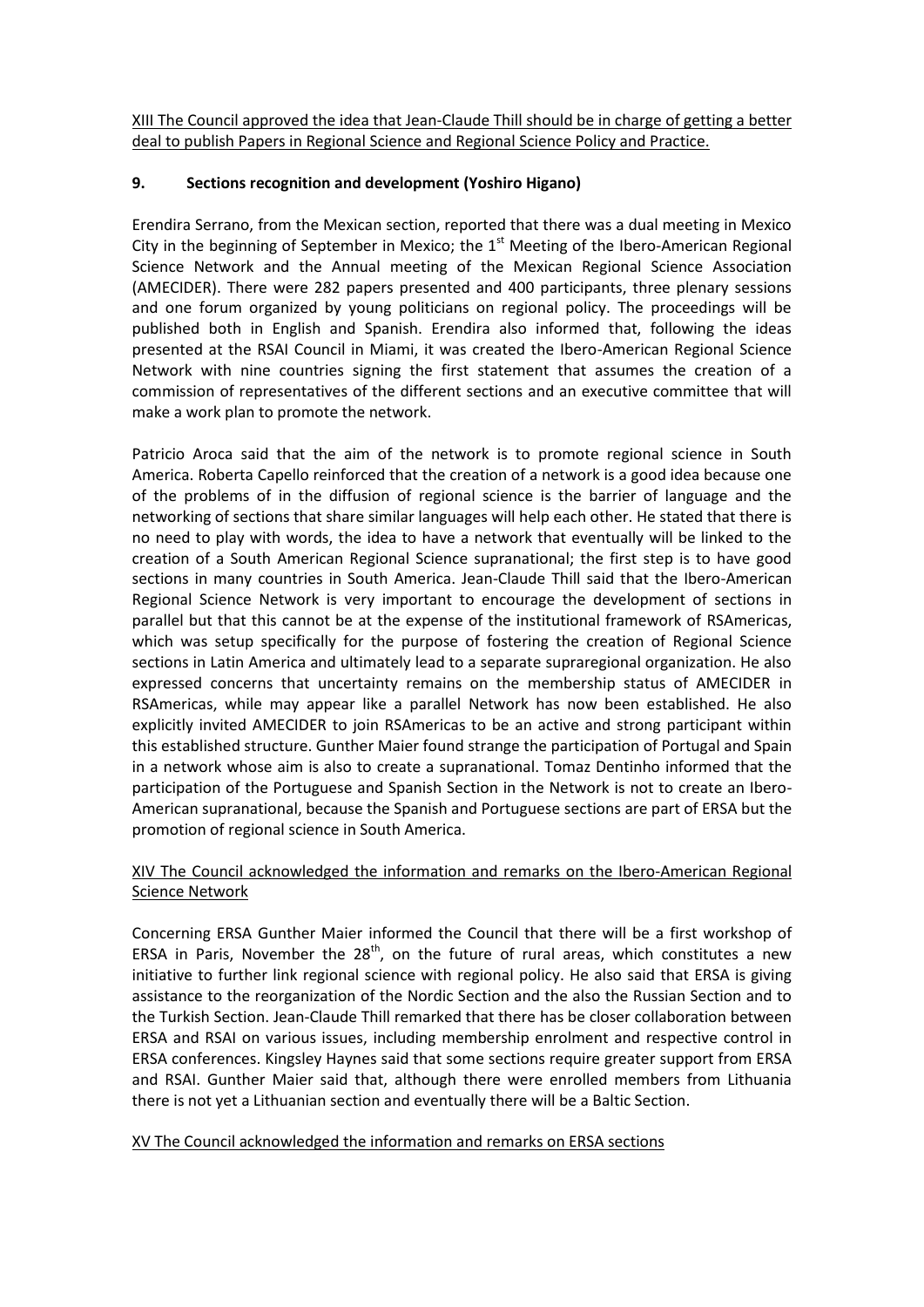<u>XIII The Council approved the idea that Jean-Claude Thill should be in charge of getting a better deal to publish Papers in Regional Science and Regional Science Policy and Practice.</u>

## 9. Sections recognition and development (Yoshiro Higano)

Erendira Serrano, from the Mexican section, reported that there was a dual meeting in Mexico City in the beginning of September in Mexico; the 1st Meeting of the Ibero-American Regional Science Network and the Annual meeting of the Mexican Regional Science Association (AMECIDER). There were 282 papers presented and 400 participants, three plenary sessions and one forum organized by young politicians on regional policy. The proceedings will be published both in English and Spanish. Erendira also informed that, following the ideas presented at the RSAI Council in Miami, it was created the Ibero-American Regional Science Network with nine countries signing the first statement that assumes the creation of a commission of representatives of the different sections and an executive committee that will make a work plan to promote the network.

Patricio Aroca said that the aim of the network is to promote regional science in South America. Roberta Capello reinforced that the creation of a network is a good idea because one of the problems of in the diffusion of regional science is the barrier of language and the networking of sections that share similar languages will help each other. He stated that there is no need to play with words, the idea to have a network that eventually will be linked to the creation of a South American Regional Science supranational; the first step is to have good sections in many countries in South America. Jean-Claude Thill said that the Ibero-American Regional Science Network is very important to encourage the development of sections in parallel but that this cannot be at the expense of the institutional framework of RSAmericas, which was setup specifically for the purpose of fostering the creation of Regional Science sections in Latin America and ultimately lead to a separate supraregional organization. He also expressed concerns that uncertainty remains on the membership status of AMECIDER in RSAmericas, while may appear like a parallel Network has now been established. He also explicitly invited AMECIDER to join RSAmericas to be an active and strong participant within this established structure. Gunther Maier found strange the participation of Portugal and Spain in a network whose aim is also to create a supranational. Tomaz Dentinho informed that the participation of the Portuguese and Spanish Section in the Network is not to create an Ibero-American supranational, because the Spanish and Portuguese sections are part of ERSA but the promotion of regional science in South America.

<u>XIV The Council acknowledged the information and remarks on the Ibero-American Regional Science Network</u>

Concerning ERSA Gunther Maier informed the Council that there will be a first workshop of ERSA in Paris, November the 28th, on the future of rural areas, which constitutes a new initiative to further link regional science with regional policy. He also said that ERSA is giving assistance to the reorganization of the Nordic Section and the also the Russian Section and to the Turkish Section. Jean-Claude Thill remarked that there has be closer collaboration between ERSA and RSAI on various issues, including membership enrolment and respective control in ERSA conferences. Kingsley Haynes said that some sections require greater support from ERSA and RSAI. Gunther Maier said that, although there were enrolled members from Lithuania there is not yet a Lithuanian section and eventually there will be a Baltic Section.

<u>XV The Council acknowledged the information and remarks on ERSA sections</u>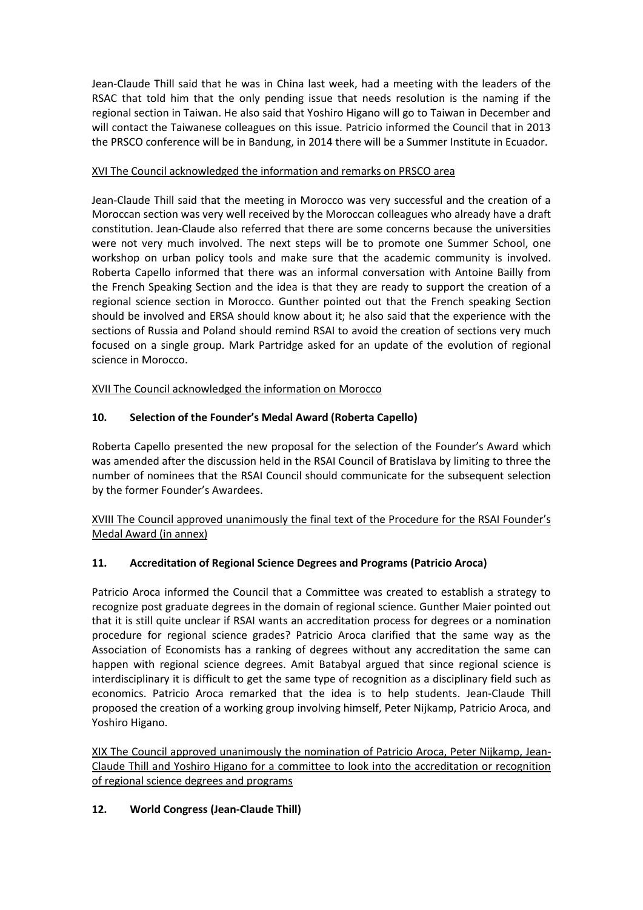Jean-Claude Thill said that he was in China last week, had a meeting with the leaders of the RSAC that told him that the only pending issue that needs resolution is the naming if the regional section in Taiwan. He also said that Yoshiro Higano will go to Taiwan in December and will contact the Taiwanese colleagues on this issue. Patricio informed the Council that in 2013 the PRSCO conference will be in Bandung, in 2014 there will be a Summer Institute in Ecuador.

XVI The Council acknowledged the information and remarks on PRSCO area

Jean-Claude Thill said that the meeting in Morocco was very successful and the creation of a Moroccan section was very well received by the Moroccan colleagues who already have a draft constitution. Jean-Claude also referred that there are some concerns because the universities were not very much involved. The next steps will be to promote one Summer School, one workshop on urban policy tools and make sure that the academic community is involved. Roberta Capello informed that there was an informal conversation with Antoine Bailly from the French Speaking Section and the idea is that they are ready to support the creation of a regional science section in Morocco. Gunther pointed out that the French speaking Section should be involved and ERSA should know about it; he also said that the experience with the sections of Russia and Poland should remind RSAI to avoid the creation of sections very much focused on a single group. Mark Partridge asked for an update of the evolution of regional science in Morocco.

XVII The Council acknowledged the information on Morocco

## 10. Selection of the Founder's Medal Award (Roberta Capello)

Roberta Capello presented the new proposal for the selection of the Founder's Award which was amended after the discussion held in the RSAI Council of Bratislava by limiting to three the number of nominees that the RSAI Council should communicate for the subsequent selection by the former Founder's Awardees.

XVIII The Council approved unanimously the final text of the Procedure for the RSAI Founder's Medal Award (in annex)

## 11. Accreditation of Regional Science Degrees and Programs (Patricio Aroca)

Patricio Aroca informed the Council that a Committee was created to establish a strategy to recognize post graduate degrees in the domain of regional science. Gunther Maier pointed out that it is still quite unclear if RSAI wants an accreditation process for degrees or a nomination procedure for regional science grades? Patricio Aroca clarified that the same way as the Association of Economists has a ranking of degrees without any accreditation the same can happen with regional science degrees. Amit Batabyal argued that since regional science is interdisciplinary it is difficult to get the same type of recognition as a disciplinary field such as economics. Patricio Aroca remarked that the idea is to help students. Jean-Claude Thill proposed the creation of a working group involving himself, Peter Nijkamp, Patricio Aroca, and Yoshiro Higano.

XIX The Council approved unanimously the nomination of Patricio Aroca, Peter Nijkamp, Jean-Claude Thill and Yoshiro Higano for a committee to look into the accreditation or recognition of regional science degrees and programs

## 12. World Congress (Jean-Claude Thill)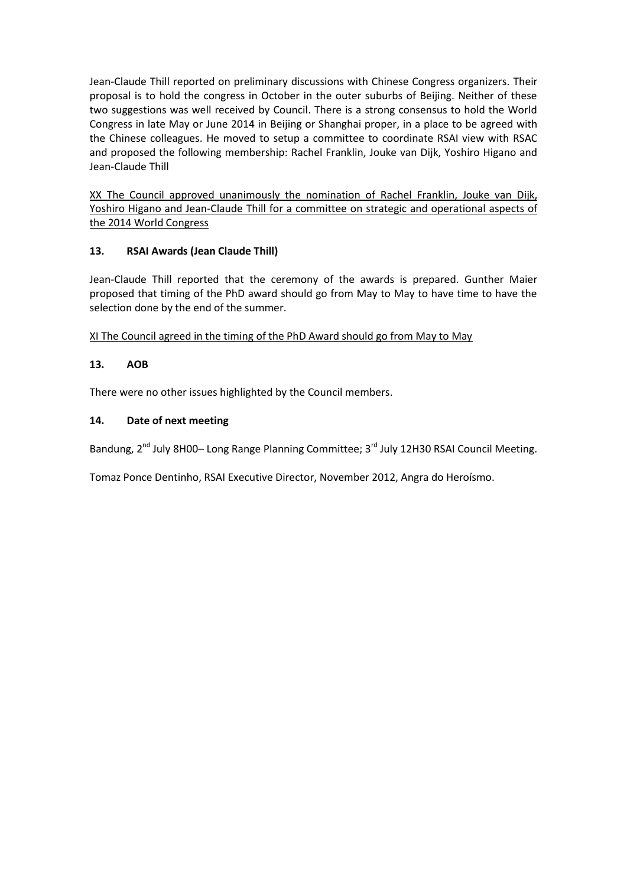Jean-Claude Thill reported on preliminary discussions with Chinese Congress organizers. Their proposal is to hold the congress in October in the outer suburbs of Beijing. Neither of these two suggestions was well received by Council. There is a strong consensus to hold the World Congress in late May or June 2014 in Beijing or Shanghai proper, in a place to be agreed with the Chinese colleagues. He moved to setup a committee to coordinate RSAI view with RSAC and proposed the following membership: Rachel Franklin, Jouke van Dijk, Yoshiro Higano and Jean-Claude Thill

<u>XX The Council approved unanimously the nomination of Rachel Franklin, Jouke van Dijk, Yoshiro Higano and Jean-Claude Thill for a committee on strategic and operational aspects of the 2014 World Congress</u>

### 13. RSAI Awards (Jean Claude Thill)

Jean-Claude Thill reported that the ceremony of the awards is prepared. Gunther Maier proposed that timing of the PhD award should go from May to May to have time to have the selection done by the end of the summer.

<u>XI The Council agreed in the timing of the PhD Award should go from May to May</u>

### 13. AOB

There were no other issues highlighted by the Council members.

### 14. Date of next meeting

Bandung, 2nd July 8H00– Long Range Planning Committee; 3rd July 12H30 RSAI Council Meeting.

Tomaz Ponce Dentinho, RSAI Executive Director, November 2012, Angra do Heroísmo.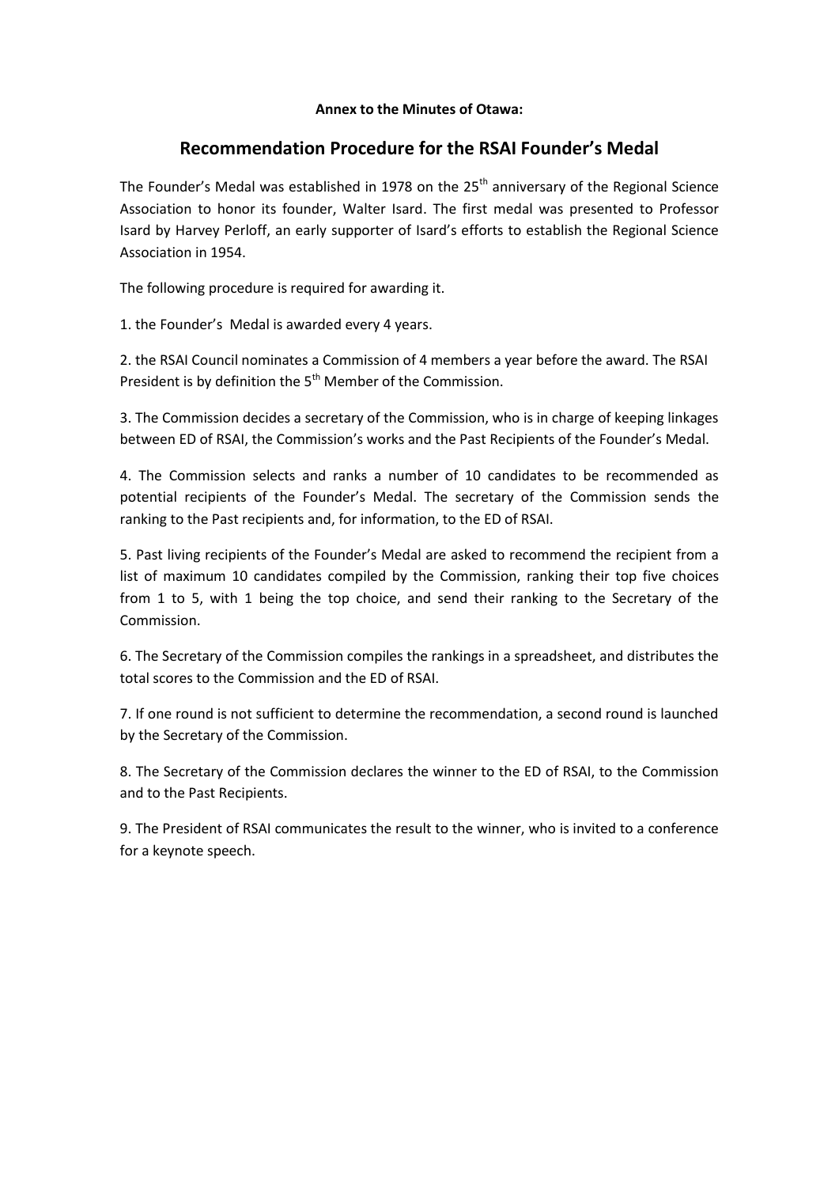**Annex to the Minutes of Otawa:**

## Recommendation Procedure for the RSAI Founder's Medal

The Founder's Medal was established in 1978 on the 25th anniversary of the Regional Science Association to honor its founder, Walter Isard. The first medal was presented to Professor Isard by Harvey Perloff, an early supporter of Isard's efforts to establish the Regional Science Association in 1954.

The following procedure is required for awarding it.

1. the Founder's Medal is awarded every 4 years.

2. the RSAI Council nominates a Commission of 4 members a year before the award. The RSAI President is by definition the 5th Member of the Commission.

3. The Commission decides a secretary of the Commission, who is in charge of keeping linkages between ED of RSAI, the Commission's works and the Past Recipients of the Founder's Medal.

4. The Commission selects and ranks a number of 10 candidates to be recommended as potential recipients of the Founder's Medal. The secretary of the Commission sends the ranking to the Past recipients and, for information, to the ED of RSAI.

5. Past living recipients of the Founder's Medal are asked to recommend the recipient from a list of maximum 10 candidates compiled by the Commission, ranking their top five choices from 1 to 5, with 1 being the top choice, and send their ranking to the Secretary of the Commission.

6. The Secretary of the Commission compiles the rankings in a spreadsheet, and distributes the total scores to the Commission and the ED of RSAI.

7. If one round is not sufficient to determine the recommendation, a second round is launched by the Secretary of the Commission.

8. The Secretary of the Commission declares the winner to the ED of RSAI, to the Commission and to the Past Recipients.

9. The President of RSAI communicates the result to the winner, who is invited to a conference for a keynote speech.